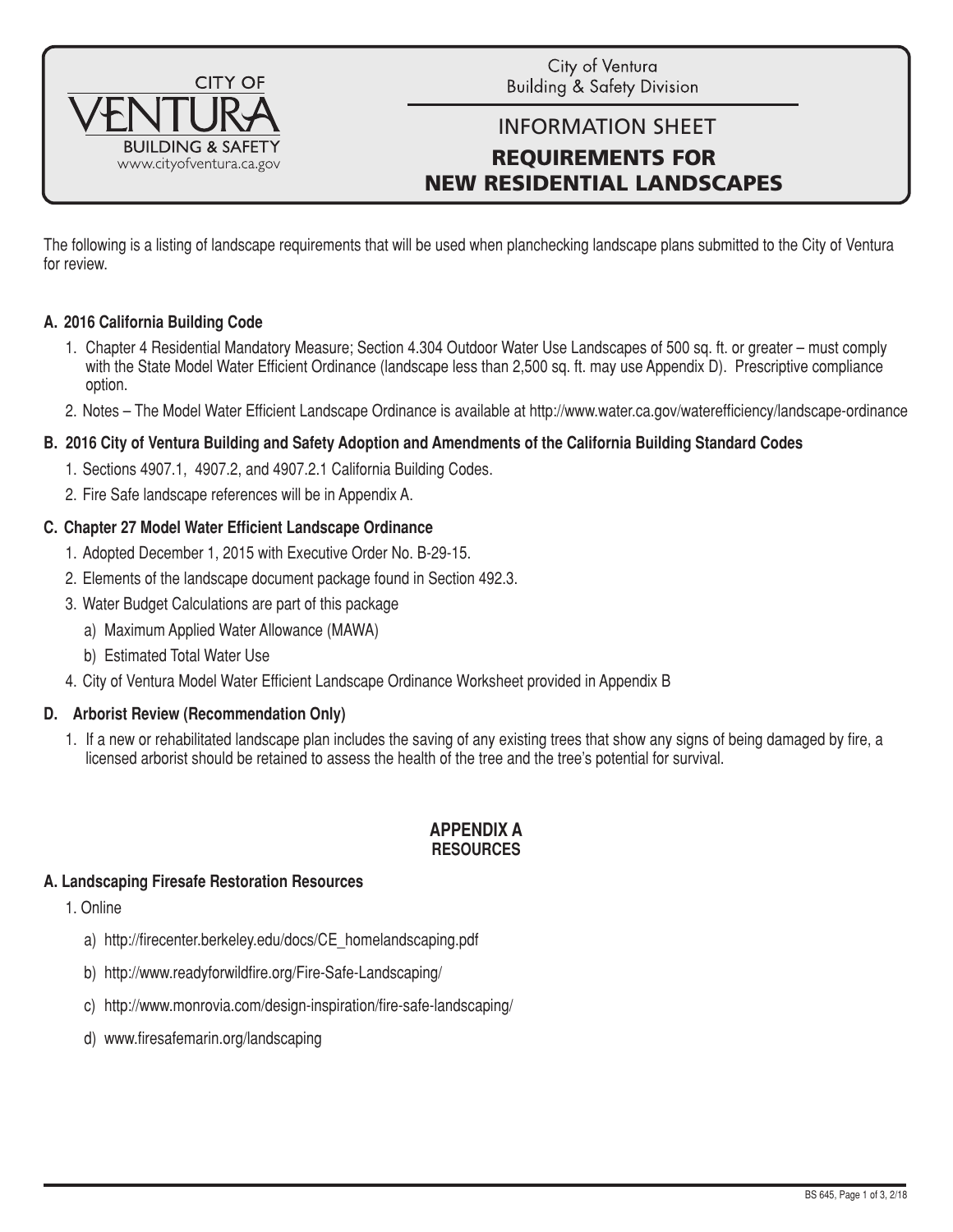CITY OF VENTURA
BUILDING & SAFETY
www.cityofventura.ca.gov

City of Ventura
Building & Safety Division

# INFORMATION SHEET

# REQUIREMENTS FOR NEW RESIDENTIAL LANDSCAPES

The following is a listing of landscape requirements that will be used when planchecking landscape plans submitted to the City of Ventura for review.

**A. 2016 California Building Code**

1. Chapter 4 Residential Mandatory Measure; Section 4.304 Outdoor Water Use Landscapes of 500 sq. ft. or greater – must comply with the State Model Water Efficient Ordinance (landscape less than 2,500 sq. ft. may use Appendix D). Prescriptive compliance option.
2. Notes – The Model Water Efficient Landscape Ordinance is available at http://www.water.ca.gov/waterefficiency/landscape-ordinance

**B. 2016 City of Ventura Building and Safety Adoption and Amendments of the California Building Standard Codes**

1. Sections 4907.1, 4907.2, and 4907.2.1 California Building Codes.
2. Fire Safe landscape references will be in Appendix A.

**C. Chapter 27 Model Water Efficient Landscape Ordinance**

1. Adopted December 1, 2015 with Executive Order No. B-29-15.
2. Elements of the landscape document package found in Section 492.3.
3. Water Budget Calculations are part of this package
   a) Maximum Applied Water Allowance (MAWA)
   b) Estimated Total Water Use
4. City of Ventura Model Water Efficient Landscape Ordinance Worksheet provided in Appendix B

**D. Arborist Review (Recommendation Only)**

1. If a new or rehabilitated landscape plan includes the saving of any existing trees that show any signs of being damaged by fire, a licensed arborist should be retained to assess the health of the tree and the tree's potential for survival.

## APPENDIX A
## RESOURCES

**A. Landscaping Firesafe Restoration Resources**

1. Online
   a) http://firecenter.berkeley.edu/docs/CE_homelandscaping.pdf
   b) http://www.readyforwildfire.org/Fire-Safe-Landscaping/
   c) http://www.monrovia.com/design-inspiration/fire-safe-landscaping/
   d) www.firesafemarin.org/landscaping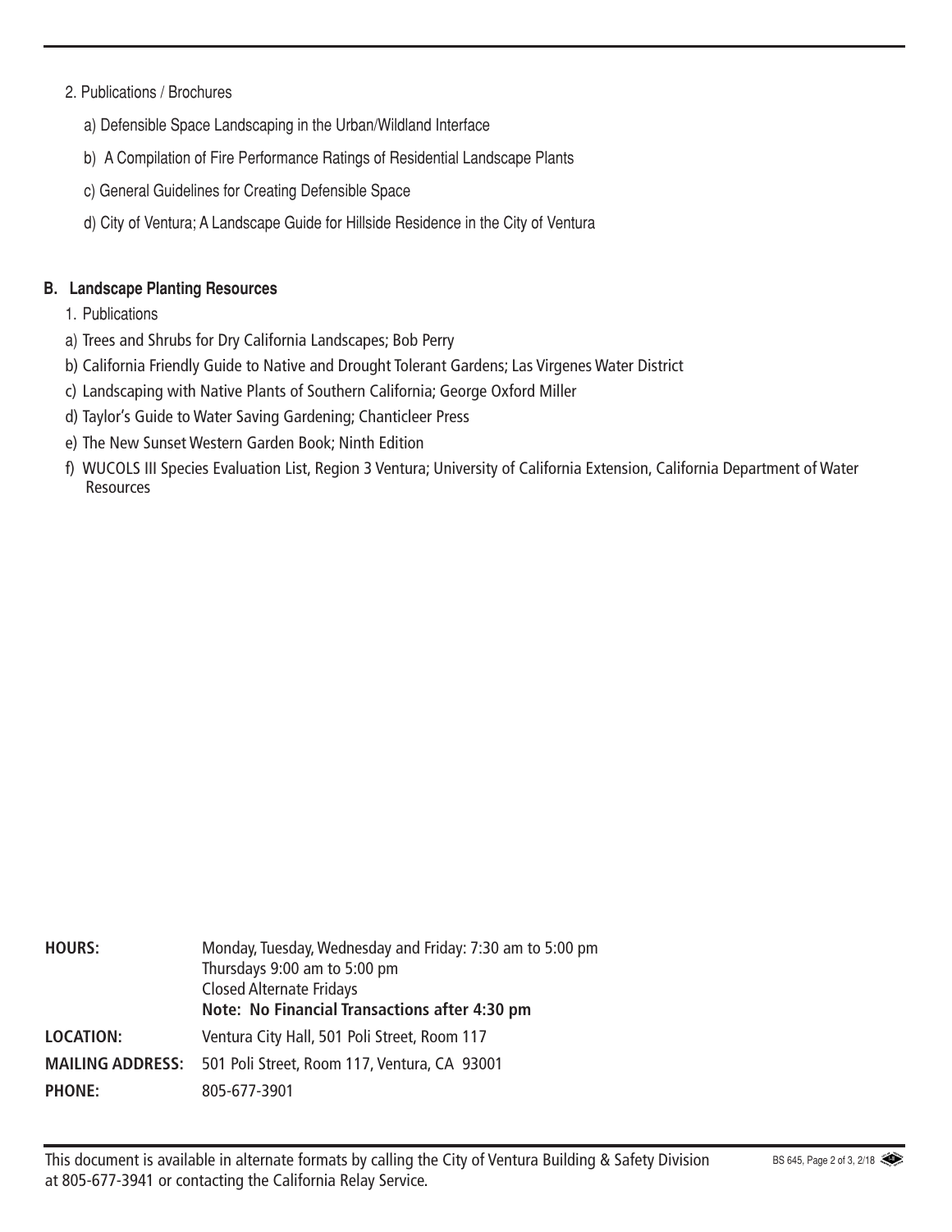2. Publications / Brochures

   a) Defensible Space Landscaping in the Urban/Wildland Interface

   b) A Compilation of Fire Performance Ratings of Residential Landscape Plants

   c) General Guidelines for Creating Defensible Space

   d) City of Ventura; A Landscape Guide for Hillside Residence in the City of Ventura

**B. Landscape Planting Resources**

1. Publications

a) Trees and Shrubs for Dry California Landscapes; Bob Perry

b) California Friendly Guide to Native and Drought Tolerant Gardens; Las Virgenes Water District

c) Landscaping with Native Plants of Southern California; George Oxford Miller

d) Taylor's Guide to Water Saving Gardening; Chanticleer Press

e) The New Sunset Western Garden Book; Ninth Edition

f) WUCOLS III Species Evaluation List, Region 3 Ventura; University of California Extension, California Department of Water Resources

| | |
|---|---|
| **HOURS:** | Monday, Tuesday, Wednesday and Friday: 7:30 am to 5:00 pm<br>Thursdays 9:00 am to 5:00 pm<br>Closed Alternate Fridays<br>**Note: No Financial Transactions after 4:30 pm** |
| **LOCATION:** | Ventura City Hall, 501 Poli Street, Room 117 |
| **MAILING ADDRESS:** | 501 Poli Street, Room 117, Ventura, CA 93001 |
| **PHONE:** | 805-677-3901 |

This document is available in alternate formats by calling the City of Ventura Building & Safety Division at 805-677-3941 or contacting the California Relay Service.

BS 645, Page 2 of 3, 2/18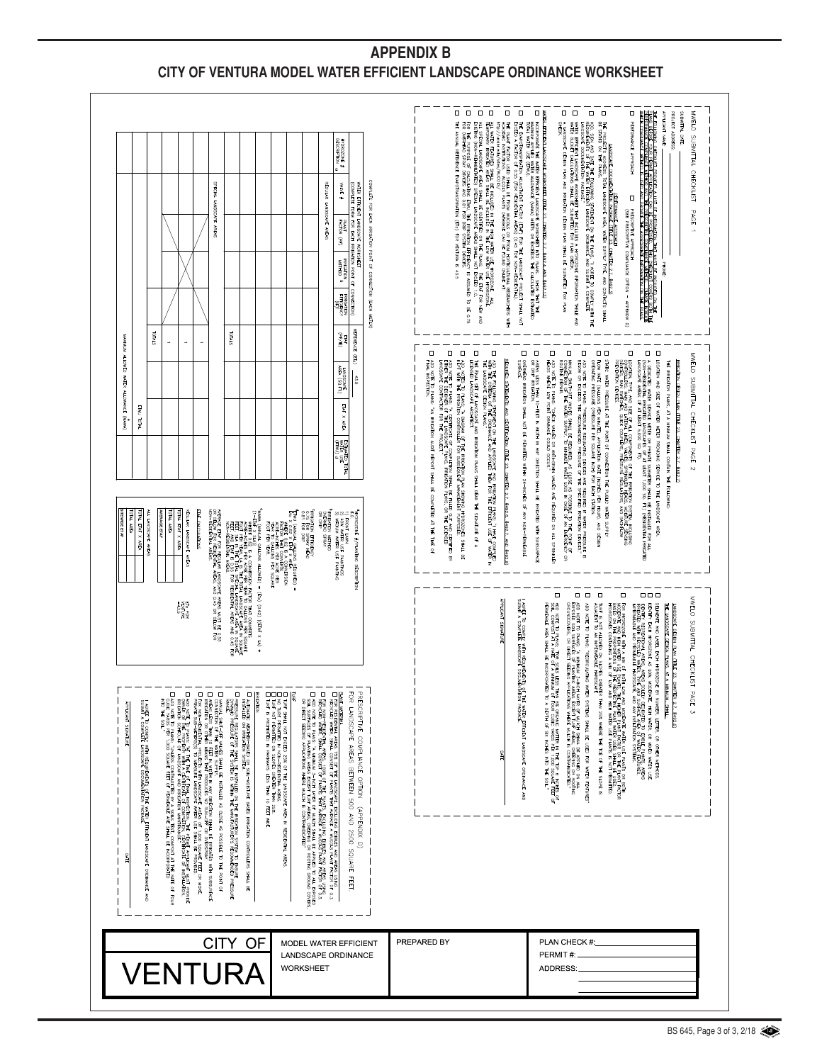# APPENDIX B

## CITY OF VENTURA MODEL WATER EFFICIENT LANDSCAPE ORDINANCE WORKSHEET

### MWELO SUBMITTAL CHECKLIST PAGE 1

SUBMITTAL DATE:

PROJECT ADDRESS:

APPLICANT NAME: PHONE:

☐ PERFORMANCE APPROACH ☐ PRESCRIPTIVE APPROACH (SEE PRESCRIPTIVE COMPLIANCE OPTION – APPENDIX D)

### MWELO SUBMITTAL CHECKLIST PAGE 2

### MWELO SUBMITTAL CHECKLIST PAGE 3

APPLICANT SIGNATURE DATE

### WATER EFFICIENT LANDSCAPE WORKSHEET

| HYDROZONE # / PLANTING DESCRIPTION | VALVE # | PLANT FACTOR (PF) | IRRIGATION METHOD | IRRIGATION EFFICIENCY (IE) | ETAF (PF/IE) | LANDSCAPE AREA (SQ FT) | ETAF x AREA | ESTIMATED TOTAL WATER USE (ETWU) |
|---|---|---|---|---|---|---|---|---|
| REGULAR LANDSCAPE AREAS | | | | | | | | |
| | | | | | | | | |
| | | | | | TOTALS | | | |
| SPECIAL LANDSCAPE AREAS | | | | | | | | |
| | | | | | 1 | | | |
| | | | | | 1 | | | |
| | | | | | 1 | | | |
| | | | | | TOTALS | | | |
| | | | | | | | ETWU TOTAL | |
| | | | | | | | MAXIMUM ALLOWED WATER ALLOWANCE (MAWA) | |

REFERENCE ET (ETo): 43.5

### PRESCRIPTIVE COMPLIANCE OPTION (APPENDIX D) FOR LANDSCAPE AREAS BETWEEN 500 AND 2500 SQUARE FEET

APPLICANT SIGNATURE DATE

| CITY OF VENTURA | MODEL WATER EFFICIENT LANDSCAPE ORDINANCE WORKSHEET | PREPARED BY | PLAN CHECK #: PERMIT #: ADDRESS: |
|---|---|---|---|